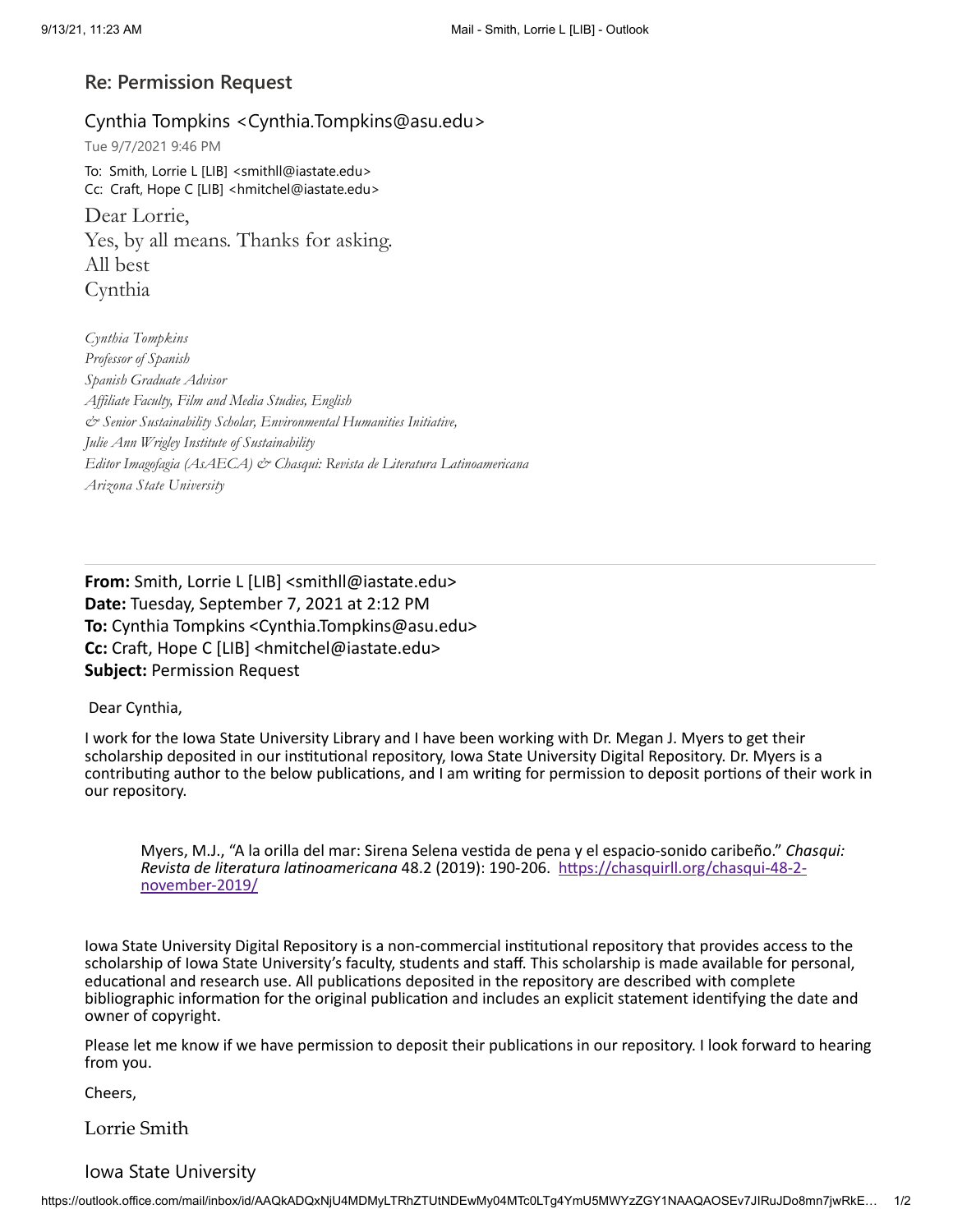## Re: Permission Request

Cynthia Tompkins <Cynthia.Tompkins@asu.edu>

Tue 9/7/2021 9:46 PM

To: Smith, Lorrie L [LIB] <smithll@iastate.edu>
Cc: Craft, Hope C [LIB] <hmitchel@iastate.edu>

Dear Lorrie,
Yes, by all means. Thanks for asking.
All best
Cynthia

*Cynthia Tompkins*
*Professor of Spanish*
*Spanish Graduate Advisor*
*Affiliate Faculty, Film and Media Studies, English*
*& Senior Sustainability Scholar, Environmental Humanities Initiative,*
*Julie Ann Wrigley Institute of Sustainability*
*Editor Imagofagia (AsAECA) & Chasqui: Revista de Literatura Latinoamericana*
*Arizona State University*

---

**From:** Smith, Lorrie L [LIB] <smithll@iastate.edu>
**Date:** Tuesday, September 7, 2021 at 2:12 PM
**To:** Cynthia Tompkins <Cynthia.Tompkins@asu.edu>
**Cc:** Craft, Hope C [LIB] <hmitchel@iastate.edu>
**Subject:** Permission Request

Dear Cynthia,

I work for the Iowa State University Library and I have been working with Dr. Megan J. Myers to get their scholarship deposited in our institutional repository, Iowa State University Digital Repository. Dr. Myers is a contributing author to the below publications, and I am writing for permission to deposit portions of their work in our repository.

> Myers, M.J., "A la orilla del mar: Sirena Selena vestida de pena y el espacio-sonido caribeño." *Chasqui: Revista de literatura latinoamericana* 48.2 (2019): 190-206. https://chasquirll.org/chasqui-48-2-november-2019/

Iowa State University Digital Repository is a non-commercial institutional repository that provides access to the scholarship of Iowa State University's faculty, students and staff. This scholarship is made available for personal, educational and research use. All publications deposited in the repository are described with complete bibliographic information for the original publication and includes an explicit statement identifying the date and owner of copyright.

Please let me know if we have permission to deposit their publications in our repository. I look forward to hearing from you.

Cheers,

Lorrie Smith

Iowa State University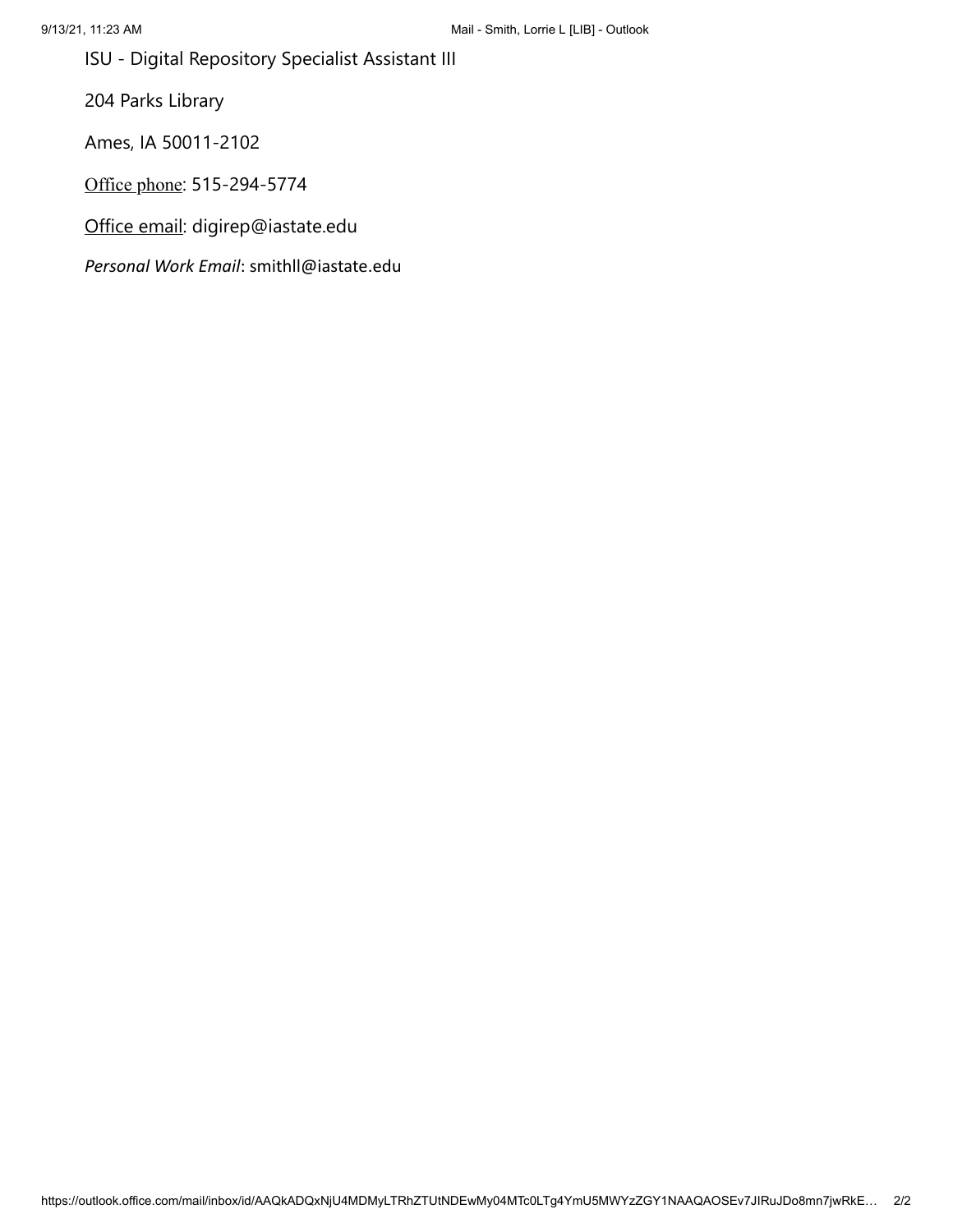ISU - Digital Repository Specialist Assistant III

204 Parks Library

Ames, IA 50011-2102

Office phone: 515-294-5774

Office email: digirep@iastate.edu

*Personal Work Email*: smithll@iastate.edu